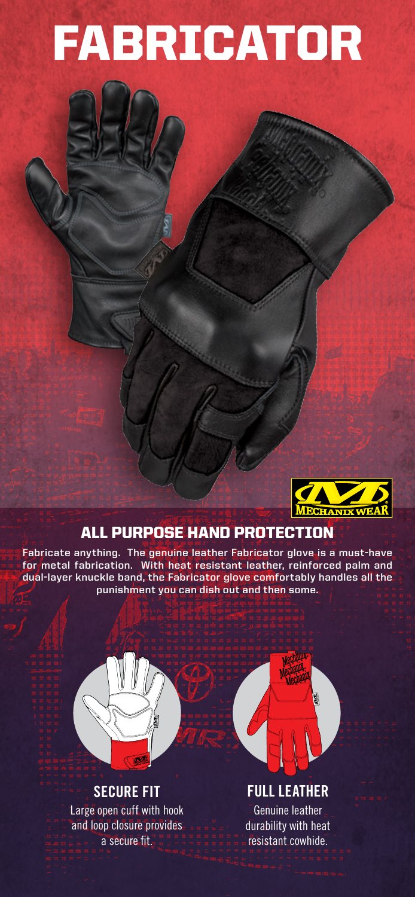# FABRICATOR

## ALL PURPOSE HAND PROTECTION

Fabricate anything. The genuine leather Fabricator glove is a must-have for metal fabrication. With heat resistant leather, reinforced palm and dual-layer knuckle band, the Fabricator glove comfortably handles all the punishment you can dish out and then some.

### SECURE FIT

Large open cuff with hook and loop closure provides a secure fit.

### FULL LEATHER

Genuine leather durability with heat resistant cowhide.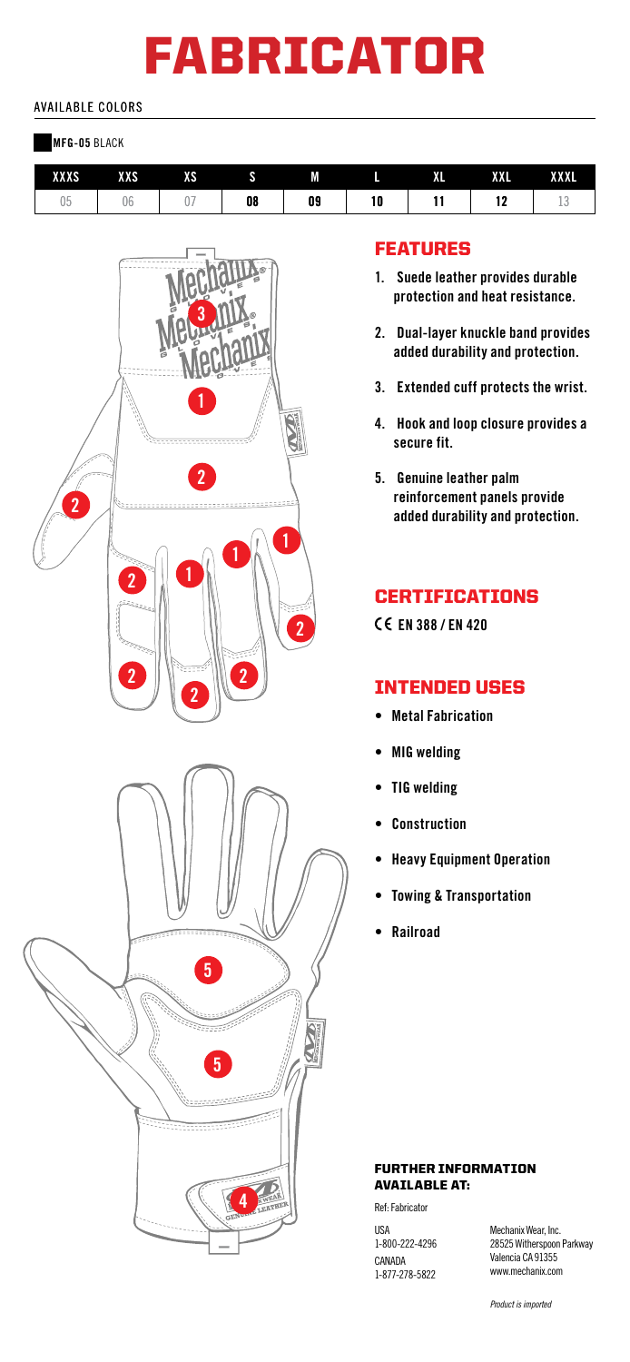# FABRICATOR

AVAILABLE COLORS

**MFG-05** BLACK

| XXXS | XXS | XS | S | M | L | XL | XXL | XXXL |
|---|---|---|---|---|---|---|---|---|
| 05 | 06 | 07 | **08** | **09** | **10** | **11** | **12** | 13 |

## FEATURES

1. **Suede leather provides durable protection and heat resistance.**
2. **Dual-layer knuckle band provides added durability and protection.**
3. **Extended cuff protects the wrist.**
4. **Hook and loop closure provides a secure fit.**
5. **Genuine leather palm reinforcement panels provide added durability and protection.**

## CERTIFICATIONS

**CE EN 388 / EN 420**

## INTENDED USES

- **Metal Fabrication**
- **MIG welding**
- **TIG welding**
- **Construction**
- **Heavy Equipment Operation**
- **Towing & Transportation**
- **Railroad**

### FURTHER INFORMATION AVAILABLE AT:

Ref: Fabricator

USA
1-800-222-4296
CANADA
1-877-278-5822

Mechanix Wear, Inc.
28525 Witherspoon Parkway
Valencia CA 91355
www.mechanix.com

*Product is imported*